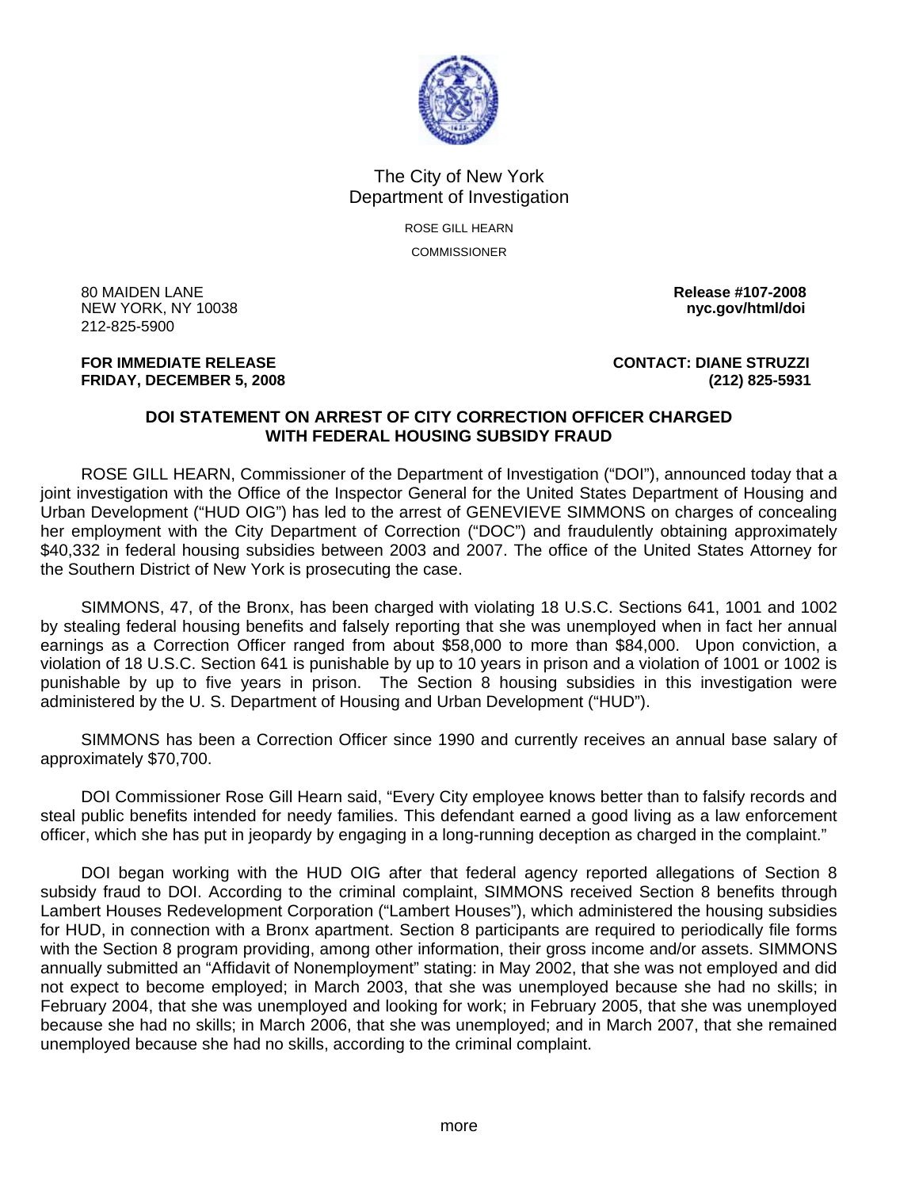The City of New York
Department of Investigation

ROSE GILL HEARN
COMMISSIONER

80 MAIDEN LANE
NEW YORK, NY 10038
212-825-5900

**Release #107-2008**
**nyc.gov/html/doi**

**FOR IMMEDIATE RELEASE**
**FRIDAY, DECEMBER 5, 2008**

**CONTACT: DIANE STRUZZI**
**(212) 825-5931**

## DOI STATEMENT ON ARREST OF CITY CORRECTION OFFICER CHARGED WITH FEDERAL HOUSING SUBSIDY FRAUD

ROSE GILL HEARN, Commissioner of the Department of Investigation ("DOI"), announced today that a joint investigation with the Office of the Inspector General for the United States Department of Housing and Urban Development ("HUD OIG") has led to the arrest of GENEVIEVE SIMMONS on charges of concealing her employment with the City Department of Correction ("DOC") and fraudulently obtaining approximately \$40,332 in federal housing subsidies between 2003 and 2007. The office of the United States Attorney for the Southern District of New York is prosecuting the case.

SIMMONS, 47, of the Bronx, has been charged with violating 18 U.S.C. Sections 641, 1001 and 1002 by stealing federal housing benefits and falsely reporting that she was unemployed when in fact her annual earnings as a Correction Officer ranged from about \$58,000 to more than \$84,000. Upon conviction, a violation of 18 U.S.C. Section 641 is punishable by up to 10 years in prison and a violation of 1001 or 1002 is punishable by up to five years in prison. The Section 8 housing subsidies in this investigation were administered by the U. S. Department of Housing and Urban Development ("HUD").

SIMMONS has been a Correction Officer since 1990 and currently receives an annual base salary of approximately \$70,700.

DOI Commissioner Rose Gill Hearn said, "Every City employee knows better than to falsify records and steal public benefits intended for needy families. This defendant earned a good living as a law enforcement officer, which she has put in jeopardy by engaging in a long-running deception as charged in the complaint."

DOI began working with the HUD OIG after that federal agency reported allegations of Section 8 subsidy fraud to DOI. According to the criminal complaint, SIMMONS received Section 8 benefits through Lambert Houses Redevelopment Corporation ("Lambert Houses"), which administered the housing subsidies for HUD, in connection with a Bronx apartment. Section 8 participants are required to periodically file forms with the Section 8 program providing, among other information, their gross income and/or assets. SIMMONS annually submitted an "Affidavit of Nonemployment" stating: in May 2002, that she was not employed and did not expect to become employed; in March 2003, that she was unemployed because she had no skills; in February 2004, that she was unemployed and looking for work; in February 2005, that she was unemployed because she had no skills; in March 2006, that she was unemployed; and in March 2007, that she remained unemployed because she had no skills, according to the criminal complaint.

more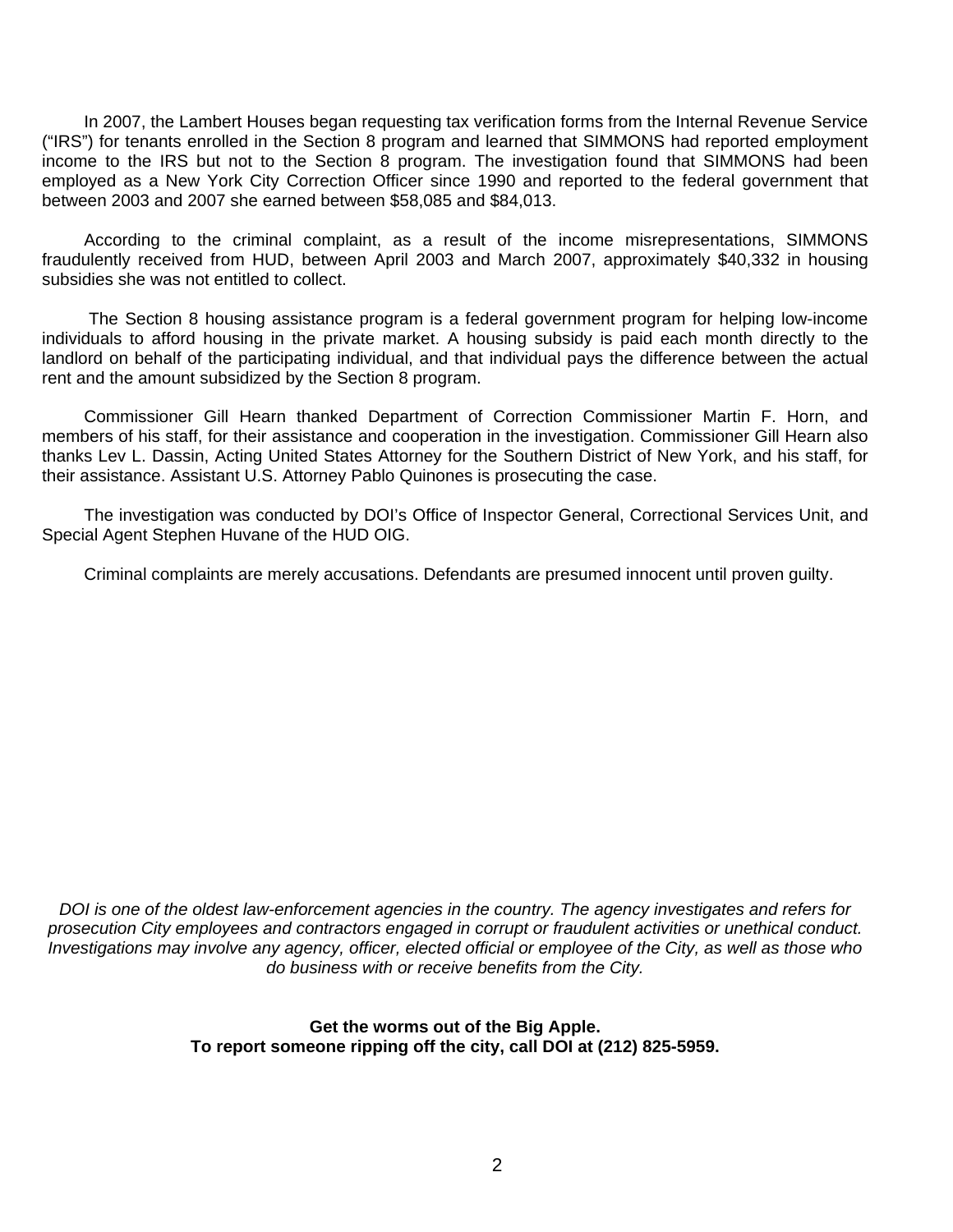In 2007, the Lambert Houses began requesting tax verification forms from the Internal Revenue Service ("IRS") for tenants enrolled in the Section 8 program and learned that SIMMONS had reported employment income to the IRS but not to the Section 8 program. The investigation found that SIMMONS had been employed as a New York City Correction Officer since 1990 and reported to the federal government that between 2003 and 2007 she earned between $58,085 and $84,013.

According to the criminal complaint, as a result of the income misrepresentations, SIMMONS fraudulently received from HUD, between April 2003 and March 2007, approximately $40,332 in housing subsidies she was not entitled to collect.

The Section 8 housing assistance program is a federal government program for helping low-income individuals to afford housing in the private market. A housing subsidy is paid each month directly to the landlord on behalf of the participating individual, and that individual pays the difference between the actual rent and the amount subsidized by the Section 8 program.

Commissioner Gill Hearn thanked Department of Correction Commissioner Martin F. Horn, and members of his staff, for their assistance and cooperation in the investigation. Commissioner Gill Hearn also thanks Lev L. Dassin, Acting United States Attorney for the Southern District of New York, and his staff, for their assistance. Assistant U.S. Attorney Pablo Quinones is prosecuting the case.

The investigation was conducted by DOI's Office of Inspector General, Correctional Services Unit, and Special Agent Stephen Huvane of the HUD OIG.

Criminal complaints are merely accusations. Defendants are presumed innocent until proven guilty.

*DOI is one of the oldest law-enforcement agencies in the country. The agency investigates and refers for prosecution City employees and contractors engaged in corrupt or fraudulent activities or unethical conduct. Investigations may involve any agency, officer, elected official or employee of the City, as well as those who do business with or receive benefits from the City.*

**Get the worms out of the Big Apple.**
**To report someone ripping off the city, call DOI at (212) 825-5959.**